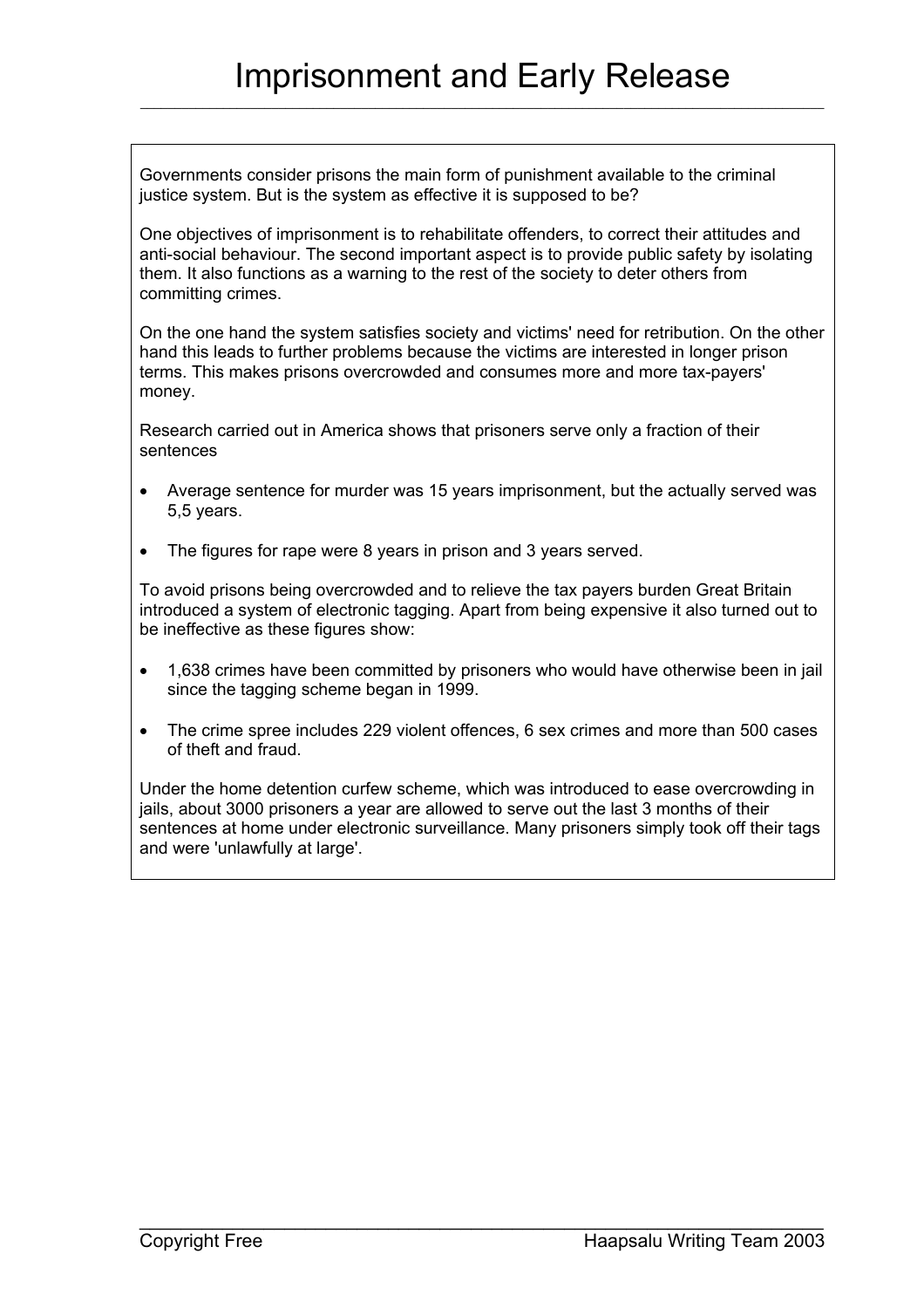# Imprisonment and Early Release

Governments consider prisons the main form of punishment available to the criminal justice system. But is the system as effective it is supposed to be?

One objectives of imprisonment is to rehabilitate offenders, to correct their attitudes and anti-social behaviour. The second important aspect is to provide public safety by isolating them. It also functions as a warning to the rest of the society to deter others from committing crimes.

On the one hand the system satisfies society and victims' need for retribution. On the other hand this leads to further problems because the victims are interested in longer prison terms. This makes prisons overcrowded and consumes more and more tax-payers' money.

Research carried out in America shows that prisoners serve only a fraction of their sentences

- Average sentence for murder was 15 years imprisonment, but the actually served was 5,5 years.
- The figures for rape were 8 years in prison and 3 years served.

To avoid prisons being overcrowded and to relieve the tax payers burden Great Britain introduced a system of electronic tagging. Apart from being expensive it also turned out to be ineffective as these figures show:

- 1,638 crimes have been committed by prisoners who would have otherwise been in jail since the tagging scheme began in 1999.
- The crime spree includes 229 violent offences, 6 sex crimes and more than 500 cases of theft and fraud.

Under the home detention curfew scheme, which was introduced to ease overcrowding in jails, about 3000 prisoners a year are allowed to serve out the last 3 months of their sentences at home under electronic surveillance. Many prisoners simply took off their tags and were 'unlawfully at large'.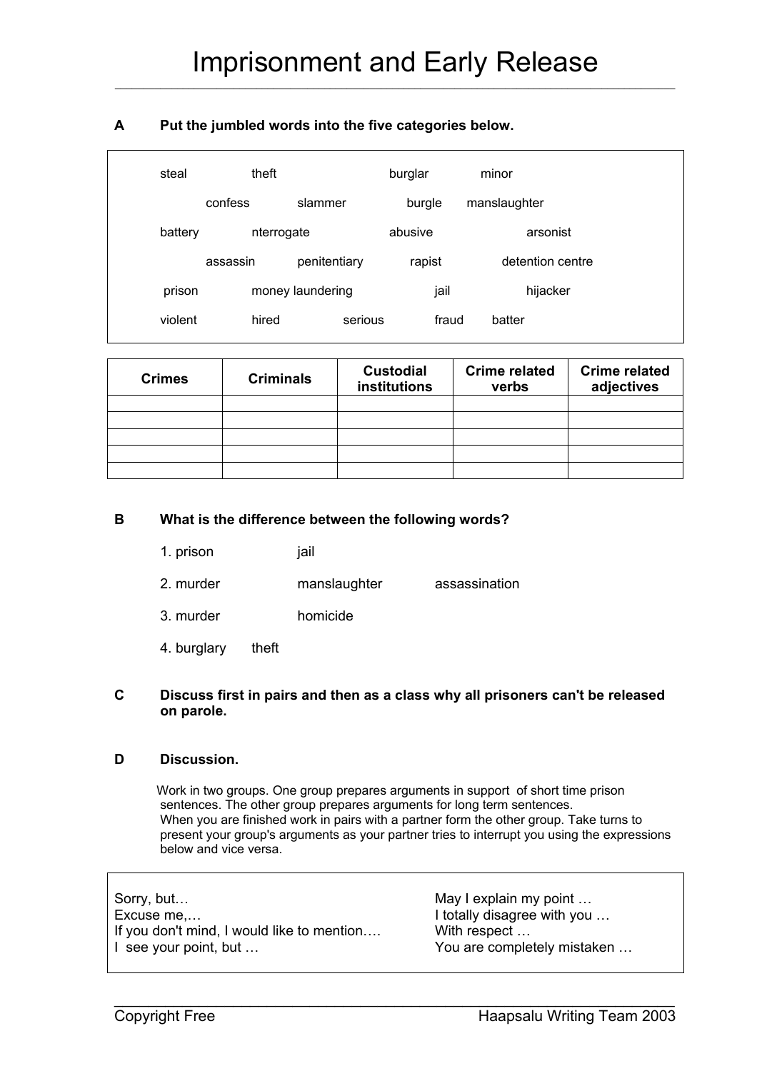# Imprisonment and Early Release

**A Put the jumbled words into the five categories below.**

steal theft burglar minor

confess slammer burgle manslaughter

battery nterrogate abusive arsonist

assassin penitentiary rapist detention centre

prison money laundering jail hijacker

violent hired serious fraud batter

| Crimes | Criminals | Custodial institutions | Crime related verbs | Crime related adjectives |
|---|---|---|---|---|
| | | | | |
| | | | | |
| | | | | |
| | | | | |
| | | | | |

**B What is the difference between the following words?**

1. prison jail
2. murder manslaughter assassination
3. murder homicide
4. burglary theft

**C Discuss first in pairs and then as a class why all prisoners can't be released on parole.**

**D Discussion.**

Work in two groups. One group prepares arguments in support of short time prison sentences. The other group prepares arguments for long term sentences.
When you are finished work in pairs with a partner form the other group. Take turns to present your group's arguments as your partner tries to interrupt you using the expressions below and vice versa.

Sorry, but…
Excuse me,…
If you don't mind, I would like to mention….
I see your point, but …
May I explain my point …
I totally disagree with you …
With respect …
You are completely mistaken …

Copyright Free Haapsalu Writing Team 2003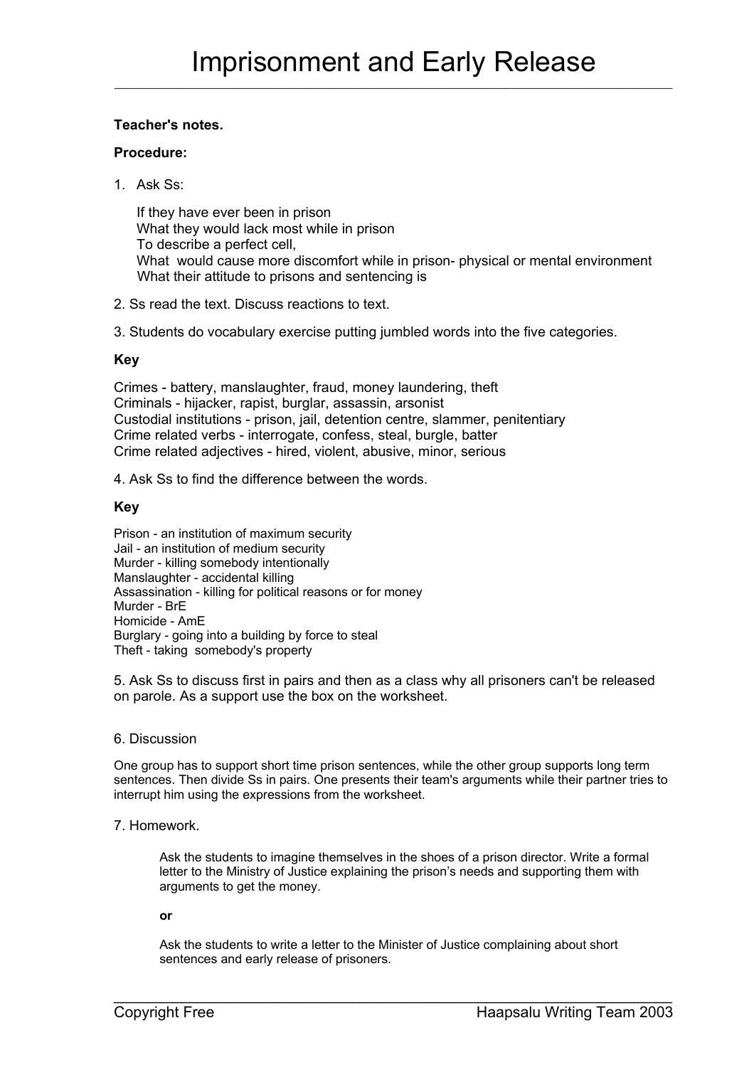# Imprisonment and Early Release

**Teacher's notes.**

**Procedure:**

1. Ask Ss:

   If they have ever been in prison
   What they would lack most while in prison
   To describe a perfect cell,
   What would cause more discomfort while in prison- physical or mental environment
   What their attitude to prisons and sentencing is

2. Ss read the text. Discuss reactions to text.

3. Students do vocabulary exercise putting jumbled words into the five categories.

**Key**

Crimes - battery, manslaughter, fraud, money laundering, theft
Criminals - hijacker, rapist, burglar, assassin, arsonist
Custodial institutions - prison, jail, detention centre, slammer, penitentiary
Crime related verbs - interrogate, confess, steal, burgle, batter
Crime related adjectives - hired, violent, abusive, minor, serious

4. Ask Ss to find the difference between the words.

**Key**

Prison - an institution of maximum security
Jail - an institution of medium security
Murder - killing somebody intentionally
Manslaughter - accidental killing
Assassination - killing for political reasons or for money
Murder - BrE
Homicide - AmE
Burglary - going into a building by force to steal
Theft - taking somebody's property

5. Ask Ss to discuss first in pairs and then as a class why all prisoners can't be released on parole. As a support use the box on the worksheet.

6. Discussion

One group has to support short time prison sentences, while the other group supports long term sentences. Then divide Ss in pairs. One presents their team's arguments while their partner tries to interrupt him using the expressions from the worksheet.

7. Homework.

   Ask the students to imagine themselves in the shoes of a prison director. Write a formal letter to the Ministry of Justice explaining the prison's needs and supporting them with arguments to get the money.

   **or**

   Ask the students to write a letter to the Minister of Justice complaining about short sentences and early release of prisoners.

Copyright Free — Haapsalu Writing Team 2003